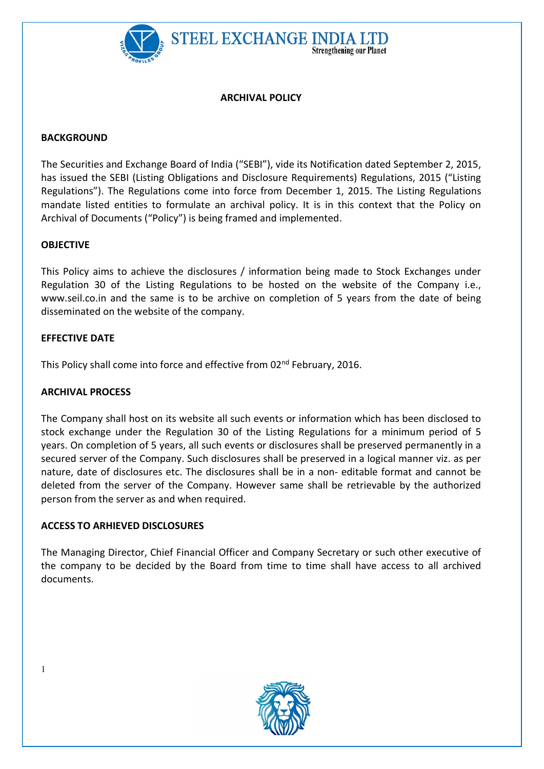# ARCHIVAL POLICY

## BACKGROUND

The Securities and Exchange Board of India ("SEBI"), vide its Notification dated September 2, 2015, has issued the SEBI (Listing Obligations and Disclosure Requirements) Regulations, 2015 ("Listing Regulations"). The Regulations come into force from December 1, 2015. The Listing Regulations mandate listed entities to formulate an archival policy. It is in this context that the Policy on Archival of Documents ("Policy") is being framed and implemented.

## OBJECTIVE

This Policy aims to achieve the disclosures / information being made to Stock Exchanges under Regulation 30 of the Listing Regulations to be hosted on the website of the Company i.e., www.seil.co.in and the same is to be archive on completion of 5 years from the date of being disseminated on the website of the company.

## EFFECTIVE DATE

This Policy shall come into force and effective from 02nd February, 2016.

## ARCHIVAL PROCESS

The Company shall host on its website all such events or information which has been disclosed to stock exchange under the Regulation 30 of the Listing Regulations for a minimum period of 5 years. On completion of 5 years, all such events or disclosures shall be preserved permanently in a secured server of the Company. Such disclosures shall be preserved in a logical manner viz. as per nature, date of disclosures etc. The disclosures shall be in a non- editable format and cannot be deleted from the server of the Company. However same shall be retrievable by the authorized person from the server as and when required.

## ACCESS TO ARHIEVED DISCLOSURES

The Managing Director, Chief Financial Officer and Company Secretary or such other executive of the company to be decided by the Board from time to time shall have access to all archived documents.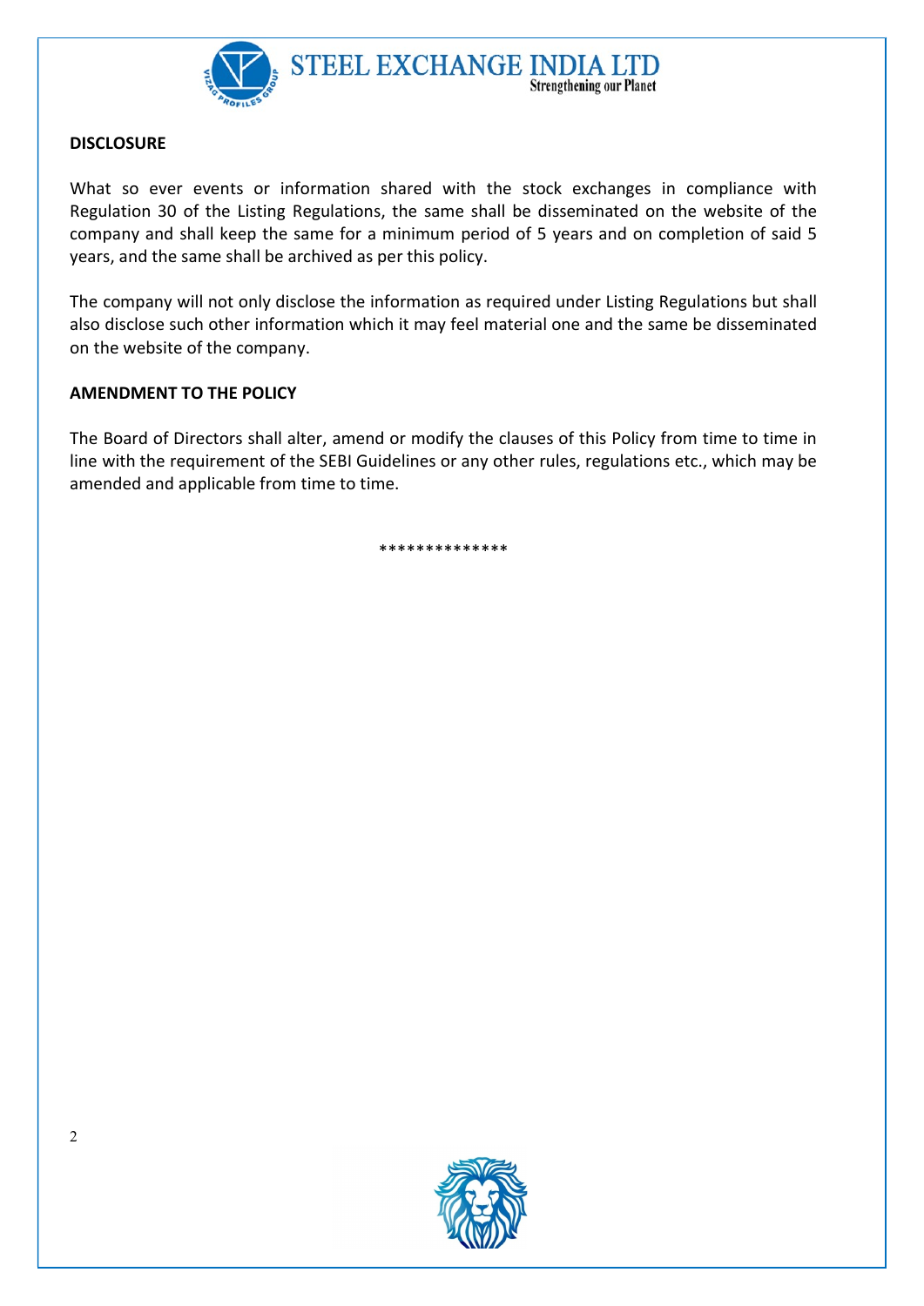## DISCLOSURE

What so ever events or information shared with the stock exchanges in compliance with Regulation 30 of the Listing Regulations, the same shall be disseminated on the website of the company and shall keep the same for a minimum period of 5 years and on completion of said 5 years, and the same shall be archived as per this policy.

The company will not only disclose the information as required under Listing Regulations but shall also disclose such other information which it may feel material one and the same be disseminated on the website of the company.

## AMENDMENT TO THE POLICY

The Board of Directors shall alter, amend or modify the clauses of this Policy from time to time in line with the requirement of the SEBI Guidelines or any other rules, regulations etc., which may be amended and applicable from time to time.

**************